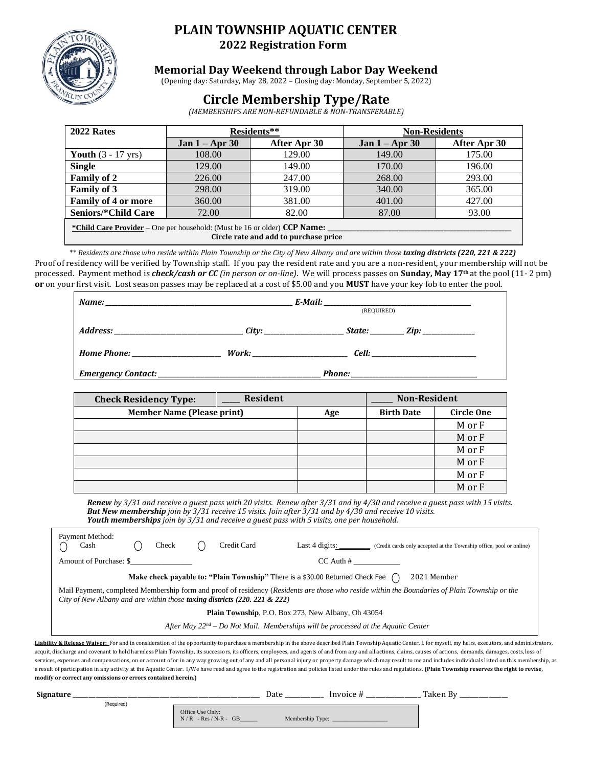# PLAIN TOWNSHIP AQUATIC CENTER

## 2022 Registration Form

### Memorial Day Weekend through Labor Day Weekend

(Opening day: Saturday, May 28, 2022 – Closing day: Monday, September 5, 2022)

## Circle Membership Type/Rate

*(MEMBERSHIPS ARE NON-REFUNDABLE & NON-TRANSFERABLE)*

| 2022 Rates | Residents** | | Non-Residents | |
|---|---|---|---|---|
| | Jan 1 – Apr 30 | After Apr 30 | Jan 1 – Apr 30 | After Apr 30 |
| **Youth** (3 - 17 yrs) | 108.00 | 129.00 | 149.00 | 175.00 |
| **Single** | 129.00 | 149.00 | 170.00 | 196.00 |
| **Family of 2** | 226.00 | 247.00 | 268.00 | 293.00 |
| **Family of 3** | 298.00 | 319.00 | 340.00 | 365.00 |
| **Family of 4 or more** | 360.00 | 381.00 | 401.00 | 427.00 |
| **Seniors/*Child Care** | 72.00 | 82.00 | 87.00 | 93.00 |

**\*Child Care Provider** – One per household: (Must be 16 or older) **CCP Name:** ______________________________
**Circle rate and add to purchase price**

*\*\* Residents are those who reside within Plain Township or the City of New Albany and are within those **taxing districts (220, 221 & 222)***

Proof of residency will be verified by Township staff. If you pay the resident rate and you are a non-resident, your membership will not be processed. Payment method is ***check/cash or CC*** *(in person or on-line)*. We will process passes on **Sunday, May 17th** at the pool (11- 2 pm) **or** on your first visit. Lost season passes may be replaced at a cost of $5.00 and you **MUST** have your key fob to enter the pool.

*Name:* ______________________________ *E-Mail:* ______________________________ (REQUIRED)

*Address:* ______________________ *City:* ______________ *State:* ________ *Zip:* ____________

*Home Phone:* ______________ *Work:* ______________ *Cell:* ______________

*Emergency Contact:* ______________________________ *Phone:* ______________________

| Check Residency Type: | ____ Resident | | ____ Non-Resident | |
|---|---|---|---|---|
| **Member Name (Please print)** | | **Age** | **Birth Date** | **Circle One** |
| | | | | M or F |
| | | | | M or F |
| | | | | M or F |
| | | | | M or F |
| | | | | M or F |
| | | | | M or F |

***Renew*** *by 3/31 and receive a guest pass with 20 visits. Renew after 3/31 and by 4/30 and receive a guest pass with 15 visits.*
***But New membership*** *join by 3/31 receive 15 visits. Join after 3/31 and by 4/30 and receive 10 visits.*
***Youth memberships*** *join by 3/31 and receive a guest pass with 5 visits, one per household.*

Payment Method: ◯ Cash ◯ Check ◯ Credit Card Last 4 digits: ________ (Credit cards only accepted at the Township office, pool or online)

Amount of Purchase: $______________ CC Auth # ____________

**Make check payable to: "Plain Township"** There is a $30.00 Returned Check Fee ◯ 2021 Member

Mail Payment, completed Membership form and proof of residency (*Residents are those who reside within the Boundaries of Plain Township or the City of New Albany and are within those **taxing districts (220. 221 & 222***)

**Plain Township**, P.O. Box 273, New Albany, Oh 43054

*After May 22nd – Do Not Mail. Memberships will be processed at the Aquatic Center*

**Liability & Release Waiver:** For and in consideration of the opportunity to purchase a membership in the above described Plain Township Aquatic Center, I, for myself, my heirs, executors, and administrators, acquit, discharge and covenant to hold harmless Plain Township, its successors, its officers, employees, and agents of and from any and all actions, claims, causes of actions, demands, damages, costs, loss of services, expenses and compensations, on or account of or in any way growing out of any and all personal injury or property damage which may result to me and includes individuals listed on this membership, as a result of participation in any activity at the Aquatic Center. I/We have read and agree to the registration and policies listed under the rules and regulations. **(Plain Township reserves the right to revise, modify or correct any omissions or errors contained herein.)**

**Signature** ______________________________ (Required) Date __________ Invoice # ______________ Taken By ____________

Office Use Only:
N / R - Res / N-R - GB______ Membership Type: ________________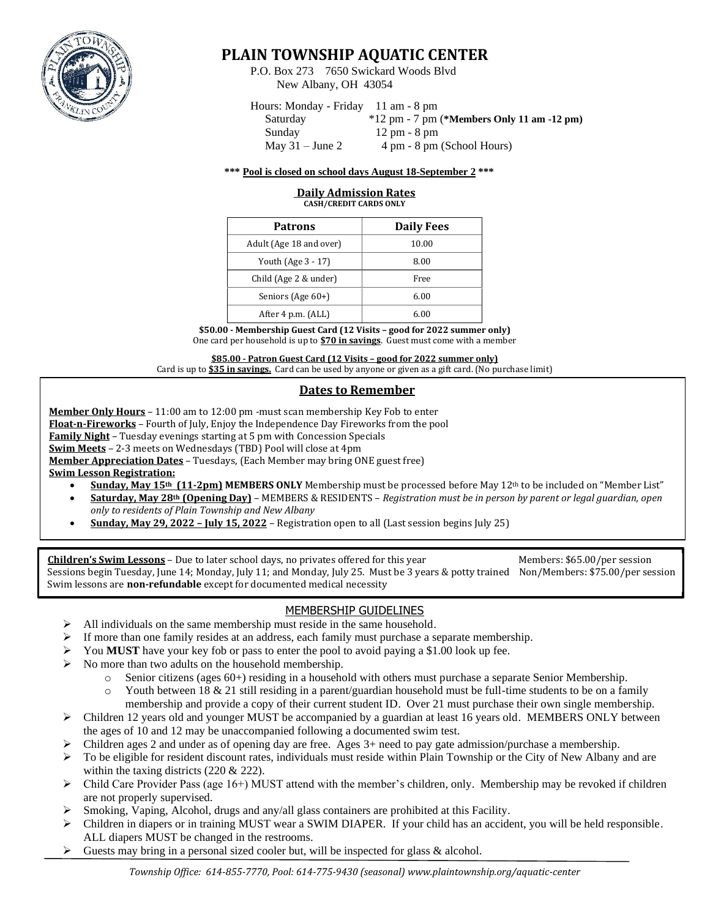# PLAIN TOWNSHIP AQUATIC CENTER

P.O. Box 273 7650 Swickard Woods Blvd
New Albany, OH 43054

Hours: Monday - Friday 11 am - 8 pm
Saturday *12 pm - 7 pm (**\*Members Only 11 am -12 pm)**
Sunday 12 pm - 8 pm
May 31 – June 2 4 pm - 8 pm (School Hours)

**\*\*\* Pool is closed on school days August 18-September 2 \*\*\***

**Daily Admission Rates**
**CASH/CREDIT CARDS ONLY**

| Patrons | Daily Fees |
|---|---|
| Adult (Age 18 and over) | 10.00 |
| Youth (Age 3 - 17) | 8.00 |
| Child (Age 2 & under) | Free |
| Seniors (Age 60+) | 6.00 |
| After 4 p.m. (ALL) | 6.00 |

**$50.00 - Membership Guest Card (12 Visits – good for 2022 summer only)**
One card per household is up to **$70 in savings**. Guest must come with a member

**$85.00 - Patron Guest Card (12 Visits – good for 2022 summer only)**
Card is up to **$35 in savings.** Card can be used by anyone or given as a gift card. (No purchase limit)

## Dates to Remember

**Member Only Hours** – 11:00 am to 12:00 pm -must scan membership Key Fob to enter
**Float-n-Fireworks** – Fourth of July, Enjoy the Independence Day Fireworks from the pool
**Family Night** – Tuesday evenings starting at 5 pm with Concession Specials
**Swim Meets** – 2-3 meets on Wednesdays (TBD) Pool will close at 4pm
**Member Appreciation Dates** – Tuesdays, (Each Member may bring ONE guest free)
**Swim Lesson Registration:**

- **Sunday, May 15th (11-2pm) MEMBERS ONLY** Membership must be processed before May 12th to be included on "Member List"
- **Saturday, May 28th (Opening Day)** – MEMBERS & RESIDENTS – *Registration must be in person by parent or legal guardian, open only to residents of Plain Township and New Albany*
- **Sunday, May 29, 2022 – July 15, 2022** – Registration open to all (Last session begins July 25)

**Children's Swim Lessons** – Due to later school days, no privates offered for this year
Sessions begin Tuesday, June 14; Monday, July 11; and Monday, July 25. Must be 3 years & potty trained
Swim lessons are **non-refundable** except for documented medical necessity

Members: $65.00/per session
Non/Members: $75.00/per session

## MEMBERSHIP GUIDELINES

- All individuals on the same membership must reside in the same household.
- If more than one family resides at an address, each family must purchase a separate membership.
- You **MUST** have your key fob or pass to enter the pool to avoid paying a $1.00 look up fee.
- No more than two adults on the household membership.
  - Senior citizens (ages 60+) residing in a household with others must purchase a separate Senior Membership.
  - Youth between 18 & 21 still residing in a parent/guardian household must be full-time students to be on a family membership and provide a copy of their current student ID. Over 21 must purchase their own single membership.
- Children 12 years old and younger MUST be accompanied by a guardian at least 16 years old. MEMBERS ONLY between the ages of 10 and 12 may be unaccompanied following a documented swim test.
- Children ages 2 and under as of opening day are free. Ages 3+ need to pay gate admission/purchase a membership.
- To be eligible for resident discount rates, individuals must reside within Plain Township or the City of New Albany and are within the taxing districts (220 & 222).
- Child Care Provider Pass (age 16+) MUST attend with the member's children, only. Membership may be revoked if children are not properly supervised.
- Smoking, Vaping, Alcohol, drugs and any/all glass containers are prohibited at this Facility.
- Children in diapers or in training MUST wear a SWIM DIAPER. If your child has an accident, you will be held responsible. ALL diapers MUST be changed in the restrooms.
- Guests may bring in a personal sized cooler but, will be inspected for glass & alcohol.

*Township Office: 614-855-7770, Pool: 614-775-9430 (seasonal) www.plaintownship.org/aquatic-center*